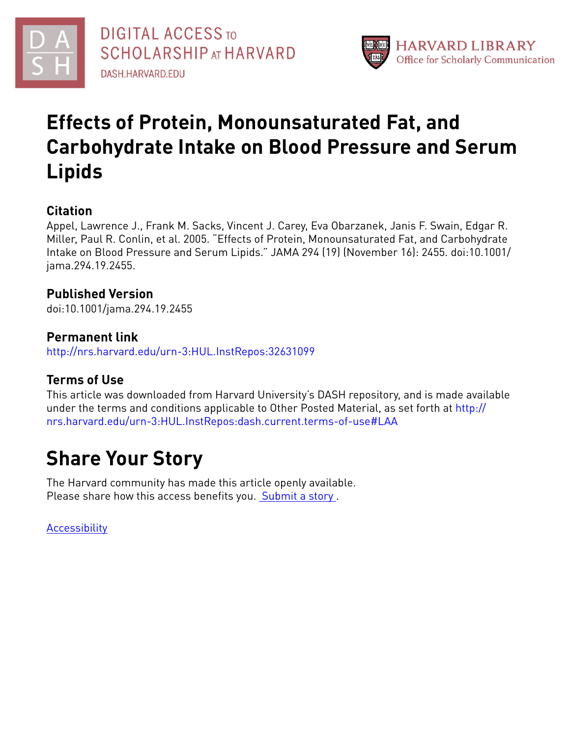# Effects of Protein, Monounsaturated Fat, and Carbohydrate Intake on Blood Pressure and Serum Lipids

## Citation

Appel, Lawrence J., Frank M. Sacks, Vincent J. Carey, Eva Obarzanek, Janis F. Swain, Edgar R. Miller, Paul R. Conlin, et al. 2005. "Effects of Protein, Monounsaturated Fat, and Carbohydrate Intake on Blood Pressure and Serum Lipids." JAMA 294 (19) (November 16): 2455. doi:10.1001/jama.294.19.2455.

## Published Version

doi:10.1001/jama.294.19.2455

## Permanent link

http://nrs.harvard.edu/urn-3:HUL.InstRepos:32631099

## Terms of Use

This article was downloaded from Harvard University's DASH repository, and is made available under the terms and conditions applicable to Other Posted Material, as set forth at http://nrs.harvard.edu/urn-3:HUL.InstRepos:dash.current.terms-of-use#LAA

# Share Your Story

The Harvard community has made this article openly available.
Please share how this access benefits you. Submit a story .

Accessibility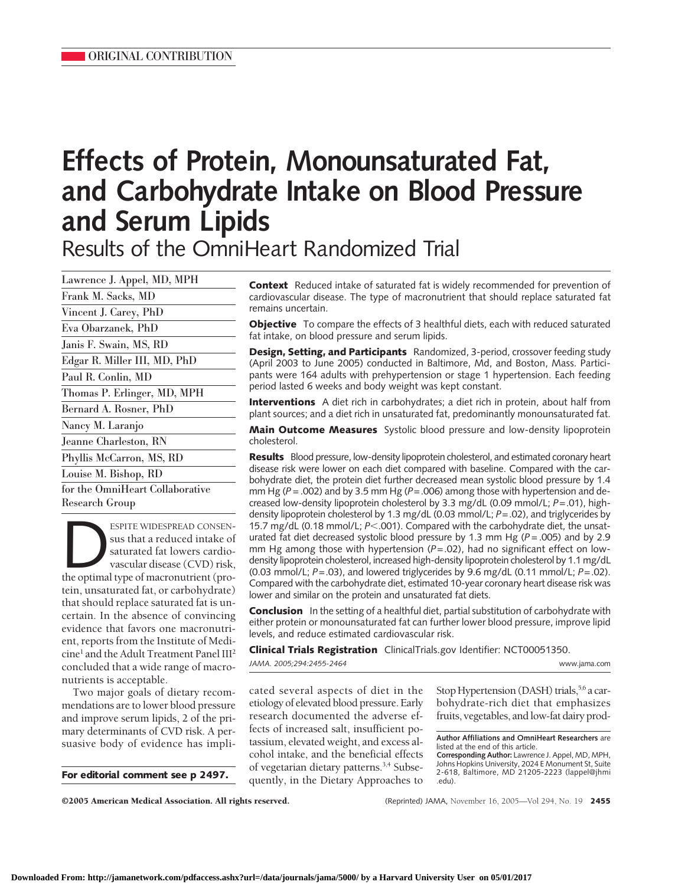ORIGINAL CONTRIBUTION

# Effects of Protein, Monounsaturated Fat, and Carbohydrate Intake on Blood Pressure and Serum Lipids

## Results of the OmniHeart Randomized Trial

Lawrence J. Appel, MD, MPH
Frank M. Sacks, MD
Vincent J. Carey, PhD
Eva Obarzanek, PhD
Janis F. Swain, MS, RD
Edgar R. Miller III, MD, PhD
Paul R. Conlin, MD
Thomas P. Erlinger, MD, MPH
Bernard A. Rosner, PhD
Nancy M. Laranjo
Jeanne Charleston, RN
Phyllis McCarron, MS, RD
Louise M. Bishop, RD
for the OmniHeart Collaborative Research Group

**Context** Reduced intake of saturated fat is widely recommended for prevention of cardiovascular disease. The type of macronutrient that should replace saturated fat remains uncertain.

**Objective** To compare the effects of 3 healthful diets, each with reduced saturated fat intake, on blood pressure and serum lipids.

**Design, Setting, and Participants** Randomized, 3-period, crossover feeding study (April 2003 to June 2005) conducted in Baltimore, Md, and Boston, Mass. Participants were 164 adults with prehypertension or stage 1 hypertension. Each feeding period lasted 6 weeks and body weight was kept constant.

**Interventions** A diet rich in carbohydrates; a diet rich in protein, about half from plant sources; and a diet rich in unsaturated fat, predominantly monounsaturated fat.

**Main Outcome Measures** Systolic blood pressure and low-density lipoprotein cholesterol.

**Results** Blood pressure, low-density lipoprotein cholesterol, and estimated coronary heart disease risk were lower on each diet compared with baseline. Compared with the carbohydrate diet, the protein diet further decreased mean systolic blood pressure by 1.4 mm Hg ($P = .002$) and by 3.5 mm Hg ($P = .006$) among those with hypertension and decreased low-density lipoprotein cholesterol by 3.3 mg/dL (0.09 mmol/L; $P = .01$), high-density lipoprotein cholesterol by 1.3 mg/dL (0.03 mmol/L; $P = .02$), and triglycerides by 15.7 mg/dL (0.18 mmol/L; $P < .001$). Compared with the carbohydrate diet, the unsaturated fat diet decreased systolic blood pressure by 1.3 mm Hg ($P = .005$) and by 2.9 mm Hg among those with hypertension ($P = .02$), had no significant effect on low-density lipoprotein cholesterol, increased high-density lipoprotein cholesterol by 1.1 mg/dL (0.03 mmol/L; $P = .03$), and lowered triglycerides by 9.6 mg/dL (0.11 mmol/L; $P = .02$). Compared with the carbohydrate diet, estimated 10-year coronary heart disease risk was lower and similar on the protein and unsaturated fat diets.

**Conclusion** In the setting of a healthful diet, partial substitution of carbohydrate with either protein or monounsaturated fat can further lower blood pressure, improve lipid levels, and reduce estimated cardiovascular risk.

**Clinical Trials Registration** ClinicalTrials.gov Identifier: NCT00051350.

*JAMA. 2005;294:2455-2464*

Despite widespread consensus that a reduced intake of saturated fat lowers cardiovascular disease (CVD) risk, the optimal type of macronutrient (protein, unsaturated fat, or carbohydrate) that should replace saturated fat is uncertain. In the absence of convincing evidence that favors one macronutrient, reports from the Institute of Medicine[1] and the Adult Treatment Panel III[2] concluded that a wide range of macronutrients is acceptable.

Two major goals of dietary recommendations are to lower blood pressure and improve serum lipids, 2 of the primary determinants of CVD risk. A persuasive body of evidence has implicated several aspects of diet in the etiology of elevated blood pressure. Early research documented the adverse effects of increased salt, insufficient potassium, elevated weight, and excess alcohol intake, and the beneficial effects of vegetarian dietary patterns.[3,4] Subsequently, in the Dietary Approaches to Stop Hypertension (DASH) trials,[5,6] a carbohydrate-rich diet that emphasizes fruits, vegetables, and low-fat dairy prod-

**For editorial comment see p 2497.**

**Author Affiliations and OmniHeart Researchers** are listed at the end of this article.

**Corresponding Author:** Lawrence J. Appel, MD, MPH, Johns Hopkins University, 2024 E Monument St, Suite 2-618, Baltimore, MD 21205-2223 (lappel@jhmi.edu).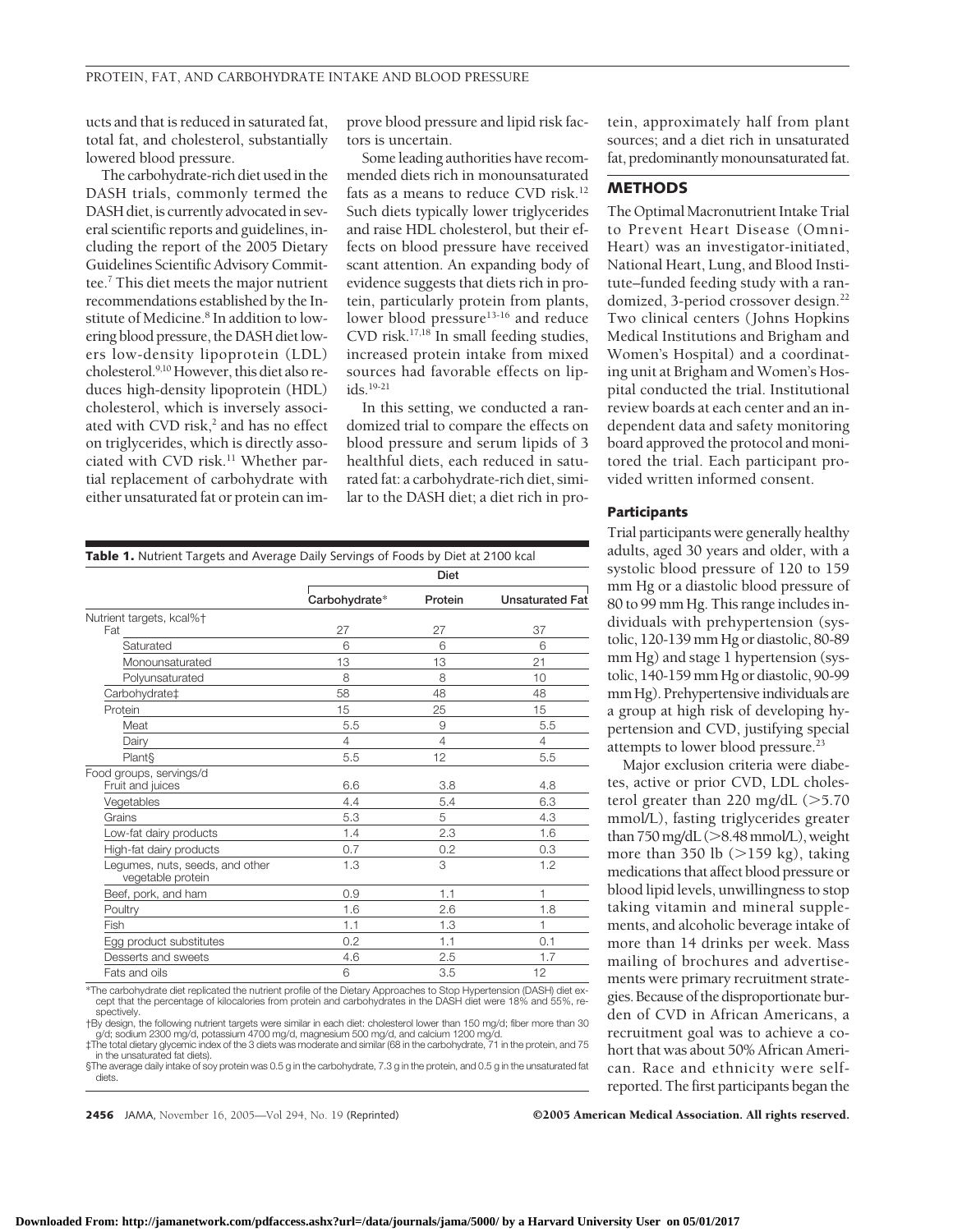ucts and that is reduced in saturated fat, total fat, and cholesterol, substantially lowered blood pressure.

The carbohydrate-rich diet used in the DASH trials, commonly termed the DASH diet, is currently advocated in several scientific reports and guidelines, including the report of the 2005 Dietary Guidelines Scientific Advisory Committee.[7] This diet meets the major nutrient recommendations established by the Institute of Medicine.[8] In addition to lowering blood pressure, the DASH diet lowers low-density lipoprotein (LDL) cholesterol.[9,10] However, this diet also reduces high-density lipoprotein (HDL) cholesterol, which is inversely associated with CVD risk,[2] and has no effect on triglycerides, which is directly associated with CVD risk.[11] Whether partial replacement of carbohydrate with either unsaturated fat or protein can improve blood pressure and lipid risk factors is uncertain.

Some leading authorities have recommended diets rich in monounsaturated fats as a means to reduce CVD risk.[12] Such diets typically lower triglycerides and raise HDL cholesterol, but their effects on blood pressure have received scant attention. An expanding body of evidence suggests that diets rich in protein, particularly protein from plants, lower blood pressure[13-16] and reduce CVD risk.[17,18] In small feeding studies, increased protein intake from mixed sources had favorable effects on lipids.[19-21]

In this setting, we conducted a randomized trial to compare the effects on blood pressure and serum lipids of 3 healthful diets, each reduced in saturated fat: a carbohydrate-rich diet, similar to the DASH diet; a diet rich in protein, approximately half from plant sources; and a diet rich in unsaturated fat, predominantly monounsaturated fat.

**Table 1.** Nutrient Targets and Average Daily Servings of Foods by Diet at 2100 kcal

| | Diet | | |
|---|---|---|---|
| | Carbohydrate* | Protein | Unsaturated Fat |
| Nutrient targets, kcal%† | | | |
| Fat | 27 | 27 | 37 |
| Saturated | 6 | 6 | 6 |
| Monounsaturated | 13 | 13 | 21 |
| Polyunsaturated | 8 | 8 | 10 |
| Carbohydrate‡ | 58 | 48 | 48 |
| Protein | 15 | 25 | 15 |
| Meat | 5.5 | 9 | 5.5 |
| Dairy | 4 | 4 | 4 |
| Plant§ | 5.5 | 12 | 5.5 |
| Food groups, servings/d | | | |
| Fruit and juices | 6.6 | 3.8 | 4.8 |
| Vegetables | 4.4 | 5.4 | 6.3 |
| Grains | 5.3 | 5 | 4.3 |
| Low-fat dairy products | 1.4 | 2.3 | 1.6 |
| High-fat dairy products | 0.7 | 0.2 | 0.3 |
| Legumes, nuts, seeds, and other vegetable protein | 1.3 | 3 | 1.2 |
| Beef, pork, and ham | 0.9 | 1.1 | 1 |
| Poultry | 1.6 | 2.6 | 1.8 |
| Fish | 1.1 | 1.3 | 1 |
| Egg product substitutes | 0.2 | 1.1 | 0.1 |
| Desserts and sweets | 4.6 | 2.5 | 1.7 |
| Fats and oils | 6 | 3.5 | 12 |

*The carbohydrate diet replicated the nutrient profile of the Dietary Approaches to Stop Hypertension (DASH) diet except that the percentage of kilocalories from protein and carbohydrates in the DASH diet were 18% and 55%, respectively.
†By design, the following nutrient targets were similar in each diet: cholesterol lower than 150 mg/d; fiber more than 30 g/d; sodium 2300 mg/d, potassium 4700 mg/d, magnesium 500 mg/d, and calcium 1200 mg/d.
‡The total dietary glycemic index of the 3 diets was moderate and similar (68 in the carbohydrate, 71 in the protein, and 75 in the unsaturated fat diets).
§The average daily intake of soy protein was 0.5 g in the carbohydrate, 7.3 g in the protein, and 0.5 g in the unsaturated fat diets.

## METHODS

The Optimal Macronutrient Intake Trial to Prevent Heart Disease (Omni-Heart) was an investigator-initiated, National Heart, Lung, and Blood Institute–funded feeding study with a randomized, 3-period crossover design.[22] Two clinical centers (Johns Hopkins Medical Institutions and Brigham and Women's Hospital) and a coordinating unit at Brigham and Women's Hospital conducted the trial. Institutional review boards at each center and an independent data and safety monitoring board approved the protocol and monitored the trial. Each participant provided written informed consent.

### Participants

Trial participants were generally healthy adults, aged 30 years and older, with a systolic blood pressure of 120 to 159 mm Hg or a diastolic blood pressure of 80 to 99 mm Hg. This range includes individuals with prehypertension (systolic, 120-139 mm Hg or diastolic, 80-89 mm Hg) and stage 1 hypertension (systolic, 140-159 mm Hg or diastolic, 90-99 mm Hg). Prehypertensive individuals are a group at high risk of developing hypertension and CVD, justifying special attempts to lower blood pressure.[23]

Major exclusion criteria were diabetes, active or prior CVD, LDL cholesterol greater than 220 mg/dL (>5.70 mmol/L), fasting triglycerides greater than 750 mg/dL (>8.48 mmol/L), weight more than 350 lb (>159 kg), taking medications that affect blood pressure or blood lipid levels, unwillingness to stop taking vitamin and mineral supplements, and alcoholic beverage intake of more than 14 drinks per week. Mass mailing of brochures and advertisements were primary recruitment strategies. Because of the disproportionate burden of CVD in African Americans, a recruitment goal was to achieve a cohort that was about 50% African American. Race and ethnicity were self-reported. The first participants began the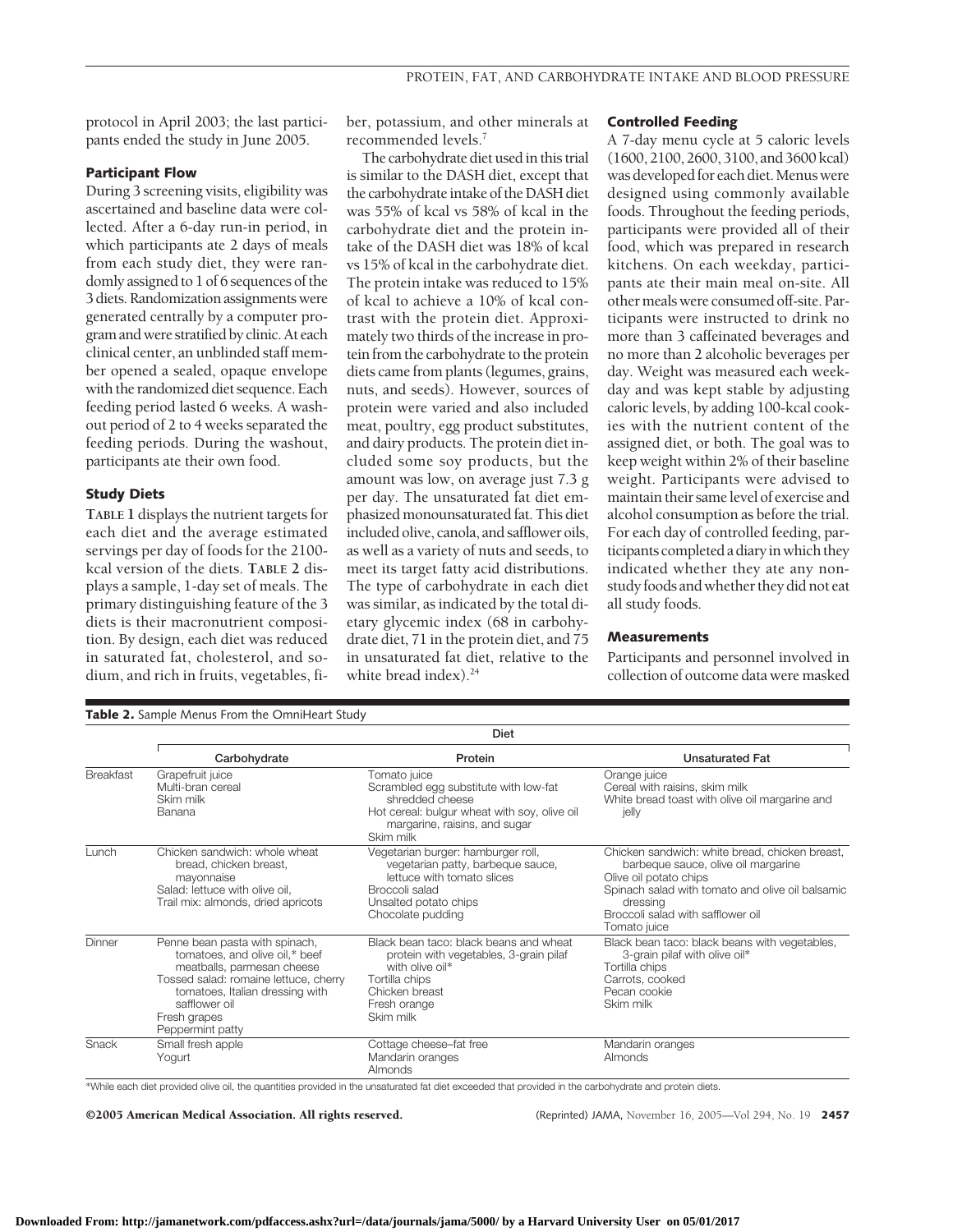protocol in April 2003; the last participants ended the study in June 2005.

### Participant Flow

During 3 screening visits, eligibility was ascertained and baseline data were collected. After a 6-day run-in period, in which participants ate 2 days of meals from each study diet, they were randomly assigned to 1 of 6 sequences of the 3 diets. Randomization assignments were generated centrally by a computer program and were stratified by clinic. At each clinical center, an unblinded staff member opened a sealed, opaque envelope with the randomized diet sequence. Each feeding period lasted 6 weeks. A washout period of 2 to 4 weeks separated the feeding periods. During the washout, participants ate their own food.

### Study Diets

**TABLE 1** displays the nutrient targets for each diet and the average estimated servings per day of foods for the 2100-kcal version of the diets. **TABLE 2** displays a sample, 1-day set of meals. The primary distinguishing feature of the 3 diets is their macronutrient composition. By design, each diet was reduced in saturated fat, cholesterol, and sodium, and rich in fruits, vegetables, fiber, potassium, and other minerals at recommended levels.[7]

The carbohydrate diet used in this trial is similar to the DASH diet, except that the carbohydrate intake of the DASH diet was 55% of kcal vs 58% of kcal in the carbohydrate diet and the protein intake of the DASH diet was 18% of kcal vs 15% of kcal in the carbohydrate diet. The protein intake was reduced to 15% of kcal to achieve a 10% of kcal contrast with the protein diet. Approximately two thirds of the increase in protein from the carbohydrate to the protein diets came from plants (legumes, grains, nuts, and seeds). However, sources of protein were varied and also included meat, poultry, egg product substitutes, and dairy products. The protein diet included some soy products, but the amount was low, on average just 7.3 g per day. The unsaturated fat diet emphasized monounsaturated fat. This diet included olive, canola, and safflower oils, as well as a variety of nuts and seeds, to meet its target fatty acid distributions. The type of carbohydrate in each diet was similar, as indicated by the total dietary glycemic index (68 in carbohydrate diet, 71 in the protein diet, and 75 in unsaturated fat diet, relative to the white bread index).[24]

### Controlled Feeding

A 7-day menu cycle at 5 caloric levels (1600, 2100, 2600, 3100, and 3600 kcal) was developed for each diet. Menus were designed using commonly available foods. Throughout the feeding periods, participants were provided all of their food, which was prepared in research kitchens. On each weekday, participants ate their main meal on-site. All other meals were consumed off-site. Participants were instructed to drink no more than 3 caffeinated beverages and no more than 2 alcoholic beverages per day. Weight was measured each weekday and was kept stable by adjusting caloric levels, by adding 100-kcal cookies with the nutrient content of the assigned diet, or both. The goal was to keep weight within 2% of their baseline weight. Participants were advised to maintain their same level of exercise and alcohol consumption as before the trial. For each day of controlled feeding, participants completed a diary in which they indicated whether they ate any nonstudy foods and whether they did not eat all study foods.

### Measurements

Participants and personnel involved in collection of outcome data were masked

**Table 2.** Sample Menus From the OmniHeart Study

| | Diet | | |
|---|---|---|---|
| | Carbohydrate | Protein | Unsaturated Fat |
| Breakfast | Grapefruit juice<br>Multi-bran cereal<br>Skim milk<br>Banana | Tomato juice<br>Scrambled egg substitute with low-fat shredded cheese<br>Hot cereal: bulgur wheat with soy, olive oil margarine, raisins, and sugar<br>Skim milk | Orange juice<br>Cereal with raisins, skim milk<br>White bread toast with olive oil margarine and jelly |
| Lunch | Chicken sandwich: whole wheat bread, chicken breast, mayonnaise<br>Salad: lettuce with olive oil,<br>Trail mix: almonds, dried apricots | Vegetarian burger: hamburger roll, vegetarian patty, barbeque sauce, lettuce with tomato slices<br>Broccoli salad<br>Unsalted potato chips<br>Chocolate pudding | Chicken sandwich: white bread, chicken breast, barbeque sauce, olive oil margarine<br>Olive oil potato chips<br>Spinach salad with tomato and olive oil balsamic dressing<br>Broccoli salad with safflower oil<br>Tomato juice |
| Dinner | Penne bean pasta with spinach, tomatoes, and olive oil,* beef meatballs, parmesan cheese<br>Tossed salad: romaine lettuce, cherry tomatoes, Italian dressing with safflower oil<br>Fresh grapes<br>Peppermint patty | Black bean taco: black beans and wheat protein with vegetables, 3-grain pilaf with olive oil*<br>Tortilla chips<br>Chicken breast<br>Fresh orange<br>Skim milk | Black bean taco: black beans with vegetables, 3-grain pilaf with olive oil*<br>Tortilla chips<br>Carrots, cooked<br>Pecan cookie<br>Skim milk |
| Snack | Small fresh apple<br>Yogurt | Cottage cheese–fat free<br>Mandarin oranges<br>Almonds | Mandarin oranges<br>Almonds |

*While each diet provided olive oil, the quantities provided in the unsaturated fat diet exceeded that provided in the carbohydrate and protein diets.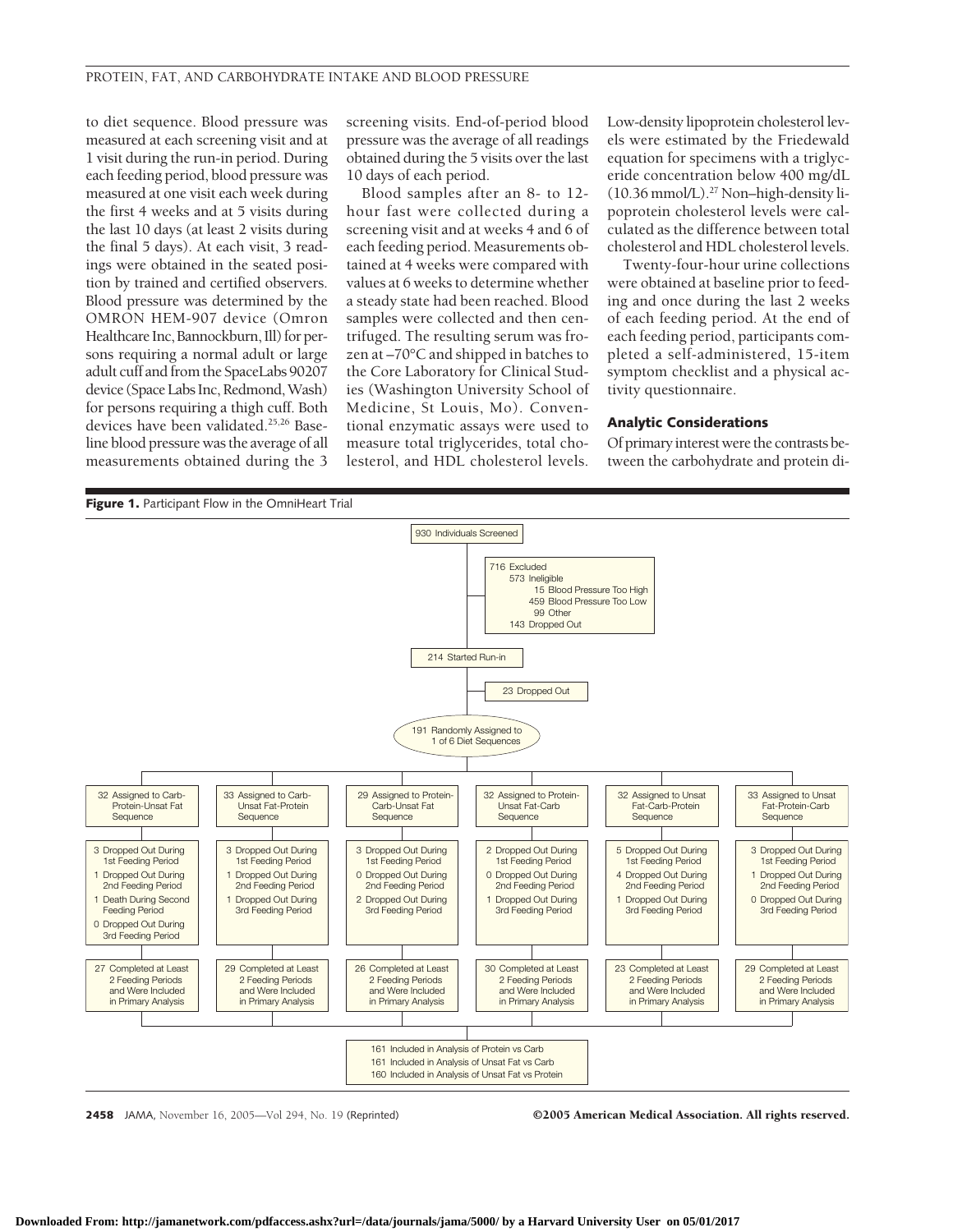to diet sequence. Blood pressure was measured at each screening visit and at 1 visit during the run-in period. During each feeding period, blood pressure was measured at one visit each week during the first 4 weeks and at 5 visits during the last 10 days (at least 2 visits during the final 5 days). At each visit, 3 readings were obtained in the seated position by trained and certified observers. Blood pressure was determined by the OMRON HEM-907 device (Omron Healthcare Inc, Bannockburn, Ill) for persons requiring a normal adult or large adult cuff and from the SpaceLabs 90207 device (Space Labs Inc, Redmond, Wash) for persons requiring a thigh cuff. Both devices have been validated.[25,26] Baseline blood pressure was the average of all measurements obtained during the 3 screening visits. End-of-period blood pressure was the average of all readings obtained during the 5 visits over the last 10 days of each period.

Blood samples after an 8- to 12-hour fast were collected during a screening visit and at weeks 4 and 6 of each feeding period. Measurements obtained at 4 weeks were compared with values at 6 weeks to determine whether a steady state had been reached. Blood samples were collected and then centrifuged. The resulting serum was frozen at –70°C and shipped in batches to the Core Laboratory for Clinical Studies (Washington University School of Medicine, St Louis, Mo). Conventional enzymatic assays were used to measure total triglycerides, total cholesterol, and HDL cholesterol levels. Low-density lipoprotein cholesterol levels were estimated by the Friedewald equation for specimens with a triglyceride concentration below 400 mg/dL (10.36 mmol/L).[27] Non–high-density lipoprotein cholesterol levels were calculated as the difference between total cholesterol and HDL cholesterol levels.

Twenty-four-hour urine collections were obtained at baseline prior to feeding and once during the last 2 weeks of each feeding period. At the end of each feeding period, participants completed a self-administered, 15-item symptom checklist and a physical activity questionnaire.

### Analytic Considerations

Of primary interest were the contrasts between the carbohydrate and protein di-

**Figure 1.** Participant Flow in the OmniHeart Trial

930 Individuals Screened

716 Excluded
- 573 Ineligible
  - 15 Blood Pressure Too High
  - 459 Blood Pressure Too Low
  - 99 Other
- 143 Dropped Out

214 Started Run-in

23 Dropped Out

191 Randomly Assigned to 1 of 6 Diet Sequences

| 32 Assigned to Carb-Protein-Unsat Fat Sequence | 33 Assigned to Carb-Unsat Fat-Protein Sequence | 29 Assigned to Protein-Carb-Unsat Fat Sequence | 32 Assigned to Protein-Unsat Fat-Carb Sequence | 32 Assigned to Unsat Fat-Carb-Protein Sequence | 33 Assigned to Unsat Fat-Protein-Carb Sequence |
|---|---|---|---|---|---|
| 3 Dropped Out During 1st Feeding Period; 1 Dropped Out During 2nd Feeding Period; 1 Death During Second Feeding Period; 0 Dropped Out During 3rd Feeding Period | 3 Dropped Out During 1st Feeding Period; 1 Dropped Out During 2nd Feeding Period; 1 Dropped Out During 3rd Feeding Period | 3 Dropped Out During 1st Feeding Period; 0 Dropped Out During 2nd Feeding Period; 2 Dropped Out During 3rd Feeding Period | 2 Dropped Out During 1st Feeding Period; 0 Dropped Out During 2nd Feeding Period; 1 Dropped Out During 3rd Feeding Period | 5 Dropped Out During 1st Feeding Period; 4 Dropped Out During 2nd Feeding Period; 1 Dropped Out During 3rd Feeding Period | 3 Dropped Out During 1st Feeding Period; 1 Dropped Out During 2nd Feeding Period; 0 Dropped Out During 3rd Feeding Period |
| 27 Completed at Least 2 Feeding Periods and Were Included in Primary Analysis | 29 Completed at Least 2 Feeding Periods and Were Included in Primary Analysis | 26 Completed at Least 2 Feeding Periods and Were Included in Primary Analysis | 30 Completed at Least 2 Feeding Periods and Were Included in Primary Analysis | 23 Completed at Least 2 Feeding Periods and Were Included in Primary Analysis | 29 Completed at Least 2 Feeding Periods and Were Included in Primary Analysis |

161 Included in Analysis of Protein vs Carb
161 Included in Analysis of Unsat Fat vs Carb
160 Included in Analysis of Unsat Fat vs Protein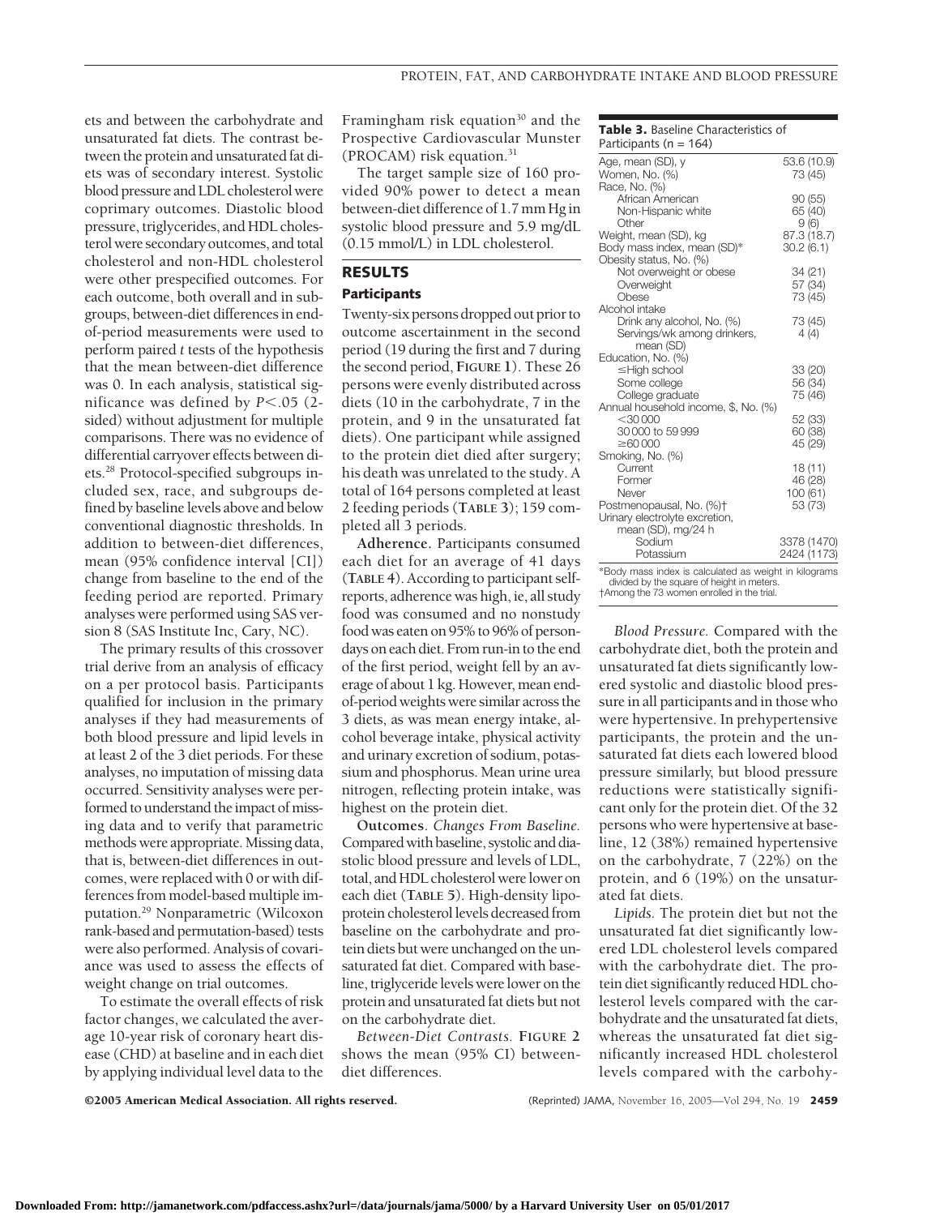ets and between the carbohydrate and unsaturated fat diets. The contrast between the protein and unsaturated fat diets was of secondary interest. Systolic blood pressure and LDL cholesterol were coprimary outcomes. Diastolic blood pressure, triglycerides, and HDL cholesterol were secondary outcomes, and total cholesterol and non-HDL cholesterol were other prespecified outcomes. For each outcome, both overall and in subgroups, between-diet differences in end-of-period measurements were used to perform paired *t* tests of the hypothesis that the mean between-diet difference was 0. In each analysis, statistical significance was defined by $P<.05$ (2-sided) without adjustment for multiple comparisons. There was no evidence of differential carryover effects between diets.[28] Protocol-specified subgroups included sex, race, and subgroups defined by baseline levels above and below conventional diagnostic thresholds. In addition to between-diet differences, mean (95% confidence interval [CI]) change from baseline to the end of the feeding period are reported. Primary analyses were performed using SAS version 8 (SAS Institute Inc, Cary, NC).

The primary results of this crossover trial derive from an analysis of efficacy on a per protocol basis. Participants qualified for inclusion in the primary analyses if they had measurements of both blood pressure and lipid levels in at least 2 of the 3 diet periods. For these analyses, no imputation of missing data occurred. Sensitivity analyses were performed to understand the impact of missing data and to verify that parametric methods were appropriate. Missing data, that is, between-diet differences in outcomes, were replaced with 0 or with differences from model-based multiple imputation.[29] Nonparametric (Wilcoxon rank-based and permutation-based) tests were also performed. Analysis of covariance was used to assess the effects of weight change on trial outcomes.

To estimate the overall effects of risk factor changes, we calculated the average 10-year risk of coronary heart disease (CHD) at baseline and in each diet by applying individual level data to the Framingham risk equation[30] and the Prospective Cardiovascular Munster (PROCAM) risk equation.[31]

The target sample size of 160 provided 90% power to detect a mean between-diet difference of 1.7 mm Hg in systolic blood pressure and 5.9 mg/dL (0.15 mmol/L) in LDL cholesterol.

## RESULTS

### Participants

Twenty-six persons dropped out prior to outcome ascertainment in the second period (19 during the first and 7 during the second period, **FIGURE 1**). These 26 persons were evenly distributed across diets (10 in the carbohydrate, 7 in the protein, and 9 in the unsaturated fat diets). One participant while assigned to the protein diet died after surgery; his death was unrelated to the study. A total of 164 persons completed at least 2 feeding periods (**TABLE 3**); 159 completed all 3 periods.

**Adherence.** Participants consumed each diet for an average of 41 days (**TABLE 4**). According to participant self-reports, adherence was high, ie, all study food was consumed and no nonstudy food was eaten on 95% to 96% of person-days on each diet. From run-in to the end of the first period, weight fell by an average of about 1 kg. However, mean end-of-period weights were similar across the 3 diets, as was mean energy intake, alcohol beverage intake, physical activity and urinary excretion of sodium, potassium and phosphorus. Mean urine urea nitrogen, reflecting protein intake, was highest on the protein diet.

**Outcomes.** *Changes From Baseline.* Compared with baseline, systolic and diastolic blood pressure and levels of LDL, total, and HDL cholesterol were lower on each diet (**TABLE 5**). High-density lipoprotein cholesterol levels decreased from baseline on the carbohydrate and protein diets but were unchanged on the unsaturated fat diet. Compared with baseline, triglyceride levels were lower on the protein and unsaturated fat diets but not on the carbohydrate diet.

*Between-Diet Contrasts.* **FIGURE 2** shows the mean (95% CI) between-diet differences.

**Table 3.** Baseline Characteristics of Participants (n = 164)

| | |
|---|---|
| Age, mean (SD), y | 53.6 (10.9) |
| Women, No. (%) | 73 (45) |
| Race, No. (%) | |
| African American | 90 (55) |
| Non-Hispanic white | 65 (40) |
| Other | 9 (6) |
| Weight, mean (SD), kg | 87.3 (18.7) |
| Body mass index, mean (SD)* | 30.2 (6.1) |
| Obesity status, No. (%) | |
| Not overweight or obese | 34 (21) |
| Overweight | 57 (34) |
| Obese | 73 (45) |
| Alcohol intake | |
| Drink any alcohol, No. (%) | 73 (45) |
| Servings/wk among drinkers, mean (SD) | 4 (4) |
| Education, No. (%) | |
| ≤High school | 33 (20) |
| Some college | 56 (34) |
| College graduate | 75 (46) |
| Annual household income, $, No. (%) | |
| <30 000 | 52 (33) |
| 30 000 to 59 999 | 60 (38) |
| ≥60 000 | 45 (29) |
| Smoking, No. (%) | |
| Current | 18 (11) |
| Former | 46 (28) |
| Never | 100 (61) |
| Postmenopausal, No. (%)† | 53 (73) |
| Urinary electrolyte excretion, mean (SD), mg/24 h | |
| Sodium | 3378 (1470) |
| Potassium | 2424 (1173) |

*Body mass index is calculated as weight in kilograms divided by the square of height in meters.
†Among the 73 women enrolled in the trial.

*Blood Pressure.* Compared with the carbohydrate diet, both the protein and unsaturated fat diets significantly lowered systolic and diastolic blood pressure in all participants and in those who were hypertensive. In prehypertensive participants, the protein and the unsaturated fat diets each lowered blood pressure similarly, but blood pressure reductions were statistically significant only for the protein diet. Of the 32 persons who were hypertensive at baseline, 12 (38%) remained hypertensive on the carbohydrate, 7 (22%) on the protein, and 6 (19%) on the unsaturated fat diets.

*Lipids.* The protein diet but not the unsaturated fat diet significantly lowered LDL cholesterol levels compared with the carbohydrate diet. The protein diet significantly reduced HDL cholesterol levels compared with the carbohydrate and the unsaturated fat diets, whereas the unsaturated fat diet significantly increased HDL cholesterol levels compared with the carbohy-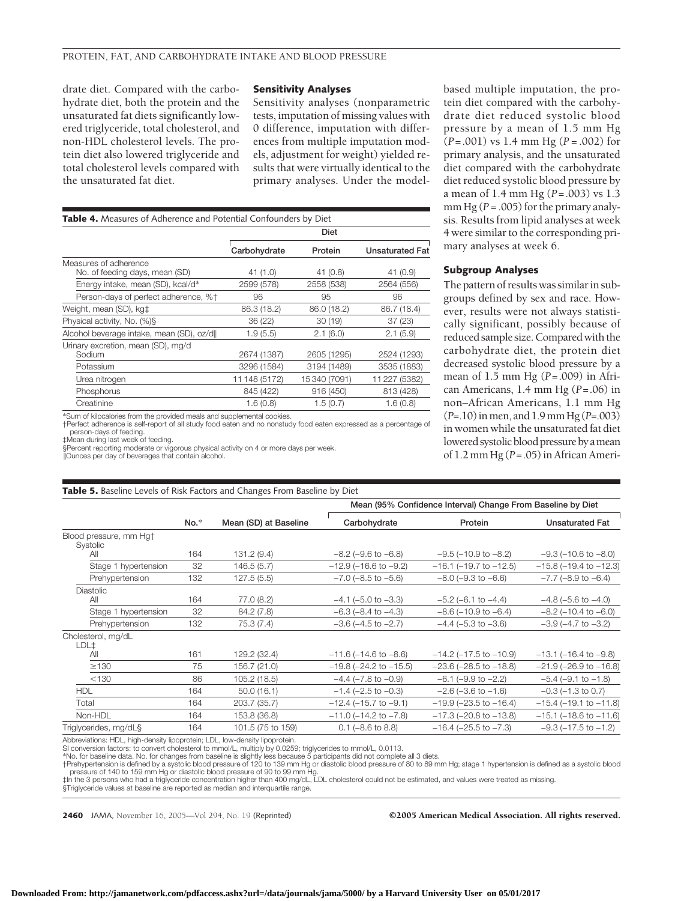drate diet. Compared with the carbohydrate diet, both the protein and the unsaturated fat diets significantly lowered triglyceride, total cholesterol, and non-HDL cholesterol levels. The protein diet also lowered triglyceride and total cholesterol levels compared with the unsaturated fat diet.

### Sensitivity Analyses

Sensitivity analyses (nonparametric tests, imputation of missing values with 0 difference, imputation with differences from multiple imputation models, adjustment for weight) yielded results that were virtually identical to the primary analyses. Under the model-based multiple imputation, the protein diet compared with the carbohydrate diet reduced systolic blood pressure by a mean of 1.5 mm Hg ($P = .001$) vs 1.4 mm Hg ($P = .002$) for primary analysis, and the unsaturated diet compared with the carbohydrate diet reduced systolic blood pressure by a mean of 1.4 mm Hg ($P = .003$) vs 1.3 mm Hg ($P = .005$) for the primary analysis. Results from lipid analyses at week 4 were similar to the corresponding primary analyses at week 6.

### Subgroup Analyses

The pattern of results was similar in subgroups defined by sex and race. However, results were not always statistically significant, possibly because of reduced sample size. Compared with the carbohydrate diet, the protein diet decreased systolic blood pressure by a mean of 1.5 mm Hg ($P = .009$) in African Americans, 1.4 mm Hg ($P = .06$) in non–African Americans, 1.1 mm Hg ($P = .10$) in men, and 1.9 mm Hg ($P = .003$) in women while the unsaturated fat diet lowered systolic blood pressure by a mean of 1.2 mm Hg ($P = .05$) in African Ameri-

**Table 4.** Measures of Adherence and Potential Confounders by Diet

| | Diet | | |
|---|---|---|---|
| | Carbohydrate | Protein | Unsaturated Fat |
| Measures of adherence | | | |
| No. of feeding days, mean (SD) | 41 (1.0) | 41 (0.8) | 41 (0.9) |
| Energy intake, mean (SD), kcal/d* | 2599 (578) | 2558 (538) | 2564 (556) |
| Person-days of perfect adherence, %† | 96 | 95 | 96 |
| Weight, mean (SD), kg‡ | 86.3 (18.2) | 86.0 (18.2) | 86.7 (18.4) |
| Physical activity, No. (%)§ | 36 (22) | 30 (19) | 37 (23) |
| Alcohol beverage intake, mean (SD), oz/d‖ | 1.9 (5.5) | 2.1 (6.0) | 2.1 (5.9) |
| Urinary excretion, mean (SD), mg/d | | | |
| Sodium | 2674 (1387) | 2605 (1295) | 2524 (1293) |
| Potassium | 3296 (1584) | 3194 (1489) | 3535 (1883) |
| Urea nitrogen | 11 148 (5172) | 15 340 (7091) | 11 227 (5382) |
| Phosphorus | 845 (422) | 916 (450) | 813 (428) |
| Creatinine | 1.6 (0.8) | 1.5 (0.7) | 1.6 (0.8) |

*Sum of kilocalories from the provided meals and supplemental cookies.
†Perfect adherence is self-report of all study food eaten and no nonstudy food eaten expressed as a percentage of person-days of feeding.
‡Mean during last week of feeding.
§Percent reporting moderate or vigorous physical activity on 4 or more days per week.
‖Ounces per day of beverages that contain alcohol.

**Table 5.** Baseline Levels of Risk Factors and Changes From Baseline by Diet

| | | | Mean (95% Confidence Interval) Change From Baseline by Diet | | |
|---|---|---|---|---|---|
| | No.* | Mean (SD) at Baseline | Carbohydrate | Protein | Unsaturated Fat |
| Blood pressure, mm Hg† | | | | | |
| Systolic | | | | | |
| All | 164 | 131.2 (9.4) | −8.2 (−9.6 to −6.8) | −9.5 (−10.9 to −8.2) | −9.3 (−10.6 to −8.0) |
| Stage 1 hypertension | 32 | 146.5 (5.7) | −12.9 (−16.6 to −9.2) | −16.1 (−19.7 to −12.5) | −15.8 (−19.4 to −12.3) |
| Prehypertension | 132 | 127.5 (5.5) | −7.0 (−8.5 to −5.6) | −8.0 (−9.3 to −6.6) | −7.7 (−8.9 to −6.4) |
| Diastolic | | | | | |
| All | 164 | 77.0 (8.2) | −4.1 (−5.0 to −3.3) | −5.2 (−6.1 to −4.4) | −4.8 (−5.6 to −4.0) |
| Stage 1 hypertension | 32 | 84.2 (7.8) | −6.3 (−8.4 to −4.3) | −8.6 (−10.9 to −6.4) | −8.2 (−10.4 to −6.0) |
| Prehypertension | 132 | 75.3 (7.4) | −3.6 (−4.5 to −2.7) | −4.4 (−5.3 to −3.6) | −3.9 (−4.7 to −3.2) |
| Cholesterol, mg/dL | | | | | |
| LDL‡ | | | | | |
| All | 161 | 129.2 (32.4) | −11.6 (−14.6 to −8.6) | −14.2 (−17.5 to −10.9) | −13.1 (−16.4 to −9.8) |
| ≥130 | 75 | 156.7 (21.0) | −19.8 (−24.2 to −15.5) | −23.6 (−28.5 to −18.8) | −21.9 (−26.9 to −16.8) |
| <130 | 86 | 105.2 (18.5) | −4.4 (−7.8 to −0.9) | −6.1 (−9.9 to −2.2) | −5.4 (−9.1 to −1.8) |
| HDL | 164 | 50.0 (16.1) | −1.4 (−2.5 to −0.3) | −2.6 (−3.6 to −1.6) | −0.3 (−1.3 to 0.7) |
| Total | 164 | 203.7 (35.7) | −12.4 (−15.7 to −9.1) | −19.9 (−23.5 to −16.4) | −15.4 (−19.1 to −11.8) |
| Non-HDL | 164 | 153.8 (36.8) | −11.0 (−14.2 to −7.8) | −17.3 (−20.8 to −13.8) | −15.1 (−18.6 to −11.6) |
| Triglycerides, mg/dL§ | 164 | 101.5 (75 to 159) | 0.1 (−8.6 to 8.8) | −16.4 (−25.5 to −7.3) | −9.3 (−17.5 to −1.2) |

Abbreviations: HDL, high-density lipoprotein; LDL, low-density lipoprotein.
SI conversion factors: to convert cholesterol to mmol/L, multiply by 0.0259; triglycerides to mmol/L, 0.0113.
*No. for baseline data. No. for changes from baseline is slightly less because 5 participants did not complete all 3 diets.
†Prehypertension is defined by a systolic blood pressure of 120 to 139 mm Hg or diastolic blood pressure of 80 to 89 mm Hg; stage 1 hypertension is defined as a systolic blood pressure of 140 to 159 mm Hg or diastolic blood pressure of 90 to 99 mm Hg.
‡In the 3 persons who had a triglyceride concentration higher than 400 mg/dL, LDL cholesterol could not be estimated, and values were treated as missing.
§Triglyceride values at baseline are reported as median and interquartile range.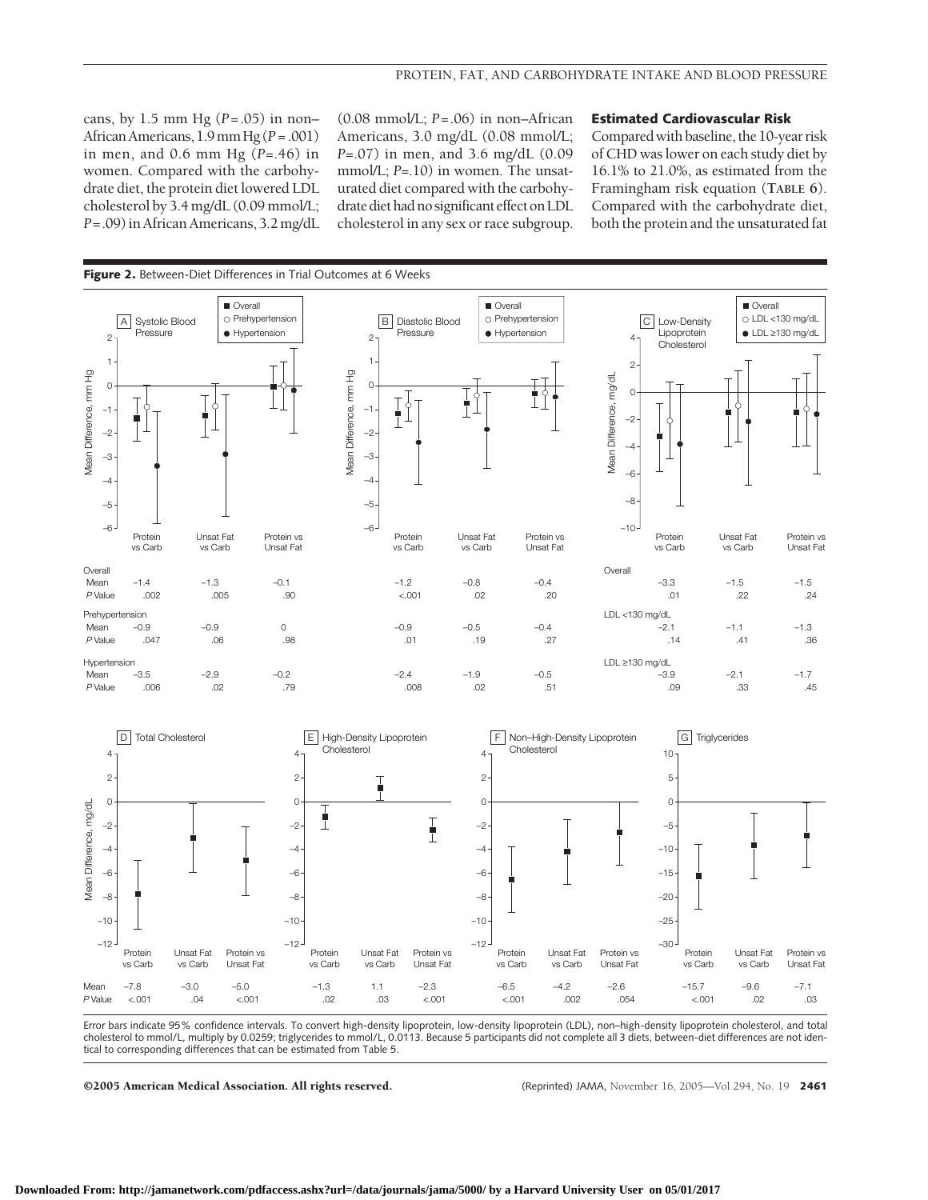cans, by 1.5 mm Hg (*P* = .05) in non–African Americans, 1.9 mm Hg (*P* = .001) in men, and 0.6 mm Hg (*P*=.46) in women. Compared with the carbohydrate diet, the protein diet lowered LDL cholesterol by 3.4 mg/dL (0.09 mmol/L; *P* = .09) in African Americans, 3.2 mg/dL (0.08 mmol/L; *P* = .06) in non–African Americans, 3.0 mg/dL (0.08 mmol/L; *P*=.07) in men, and 3.6 mg/dL (0.09 mmol/L; *P*=.10) in women. The unsaturated diet compared with the carbohydrate diet had no significant effect on LDL cholesterol in any sex or race subgroup.

### Estimated Cardiovascular Risk

Compared with baseline, the 10-year risk of CHD was lower on each study diet by 16.1% to 21.0%, as estimated from the Framingham risk equation (**TABLE 6**). Compared with the carbohydrate diet, both the protein and the unsaturated fat

**Figure 2.** Between-Diet Differences in Trial Outcomes at 6 Weeks

A: Systolic Blood Pressure (Mean Difference, mm Hg)

| | Protein vs Carb | Unsat Fat vs Carb | Protein vs Unsat Fat |
|---|---|---|---|
| **Overall** | | | |
| Mean | −1.4 | −1.3 | −0.1 |
| *P* Value | .002 | .005 | .90 |
| **Prehypertension** | | | |
| Mean | −0.9 | −0.9 | 0 |
| *P* Value | .047 | .06 | .98 |
| **Hypertension** | | | |
| Mean | −3.5 | −2.9 | −0.2 |
| *P* Value | .006 | .02 | .79 |

B: Diastolic Blood Pressure (Mean Difference, mm Hg)

| | Protein vs Carb | Unsat Fat vs Carb | Protein vs Unsat Fat |
|---|---|---|---|
| **Overall** | | | |
| Mean | −1.2 | −0.8 | −0.4 |
| *P* Value | <.001 | .02 | .20 |
| **Prehypertension** | | | |
| Mean | −0.9 | −0.5 | −0.4 |
| *P* Value | .01 | .19 | .27 |
| **Hypertension** | | | |
| Mean | −2.4 | −1.9 | −0.5 |
| *P* Value | .008 | .02 | .51 |

C: Low-Density Lipoprotein Cholesterol (Mean Difference, mg/dL)

| | Protein vs Carb | Unsat Fat vs Carb | Protein vs Unsat Fat |
|---|---|---|---|
| **Overall** | | | |
| Mean | −3.3 | −1.5 | −1.5 |
| *P* Value | .01 | .22 | .24 |
| **LDL <130 mg/dL** | | | |
| Mean | −2.1 | −1.1 | −1.3 |
| *P* Value | .14 | .41 | .36 |
| **LDL ≥130 mg/dL** | | | |
| Mean | −3.9 | −2.1 | −1.7 |
| *P* Value | .09 | .33 | .45 |

D–G (Mean Difference, mg/dL)

| | | Protein vs Carb | Unsat Fat vs Carb | Protein vs Unsat Fat |
|---|---|---|---|---|
| D: Total Cholesterol | Mean | −7.8 | −3.0 | −5.0 |
| | *P* Value | <.001 | .04 | <.001 |
| E: High-Density Lipoprotein Cholesterol | Mean | −1.3 | 1.1 | −2.3 |
| | *P* Value | .02 | .03 | <.001 |
| F: Non–High-Density Lipoprotein Cholesterol | Mean | −6.5 | −4.2 | −2.6 |
| | *P* Value | <.001 | .002 | .054 |
| G: Triglycerides | Mean | −15.7 | −9.6 | −7.1 |
| | *P* Value | <.001 | .02 | .03 |

Error bars indicate 95% confidence intervals. To convert high-density lipoprotein, low-density lipoprotein (LDL), non–high-density lipoprotein cholesterol, and total cholesterol to mmol/L, multiply by 0.0259; triglycerides to mmol/L, 0.0113. Because 5 participants did not complete all 3 diets, between-diet differences are not identical to corresponding differences that can be estimated from Table 5.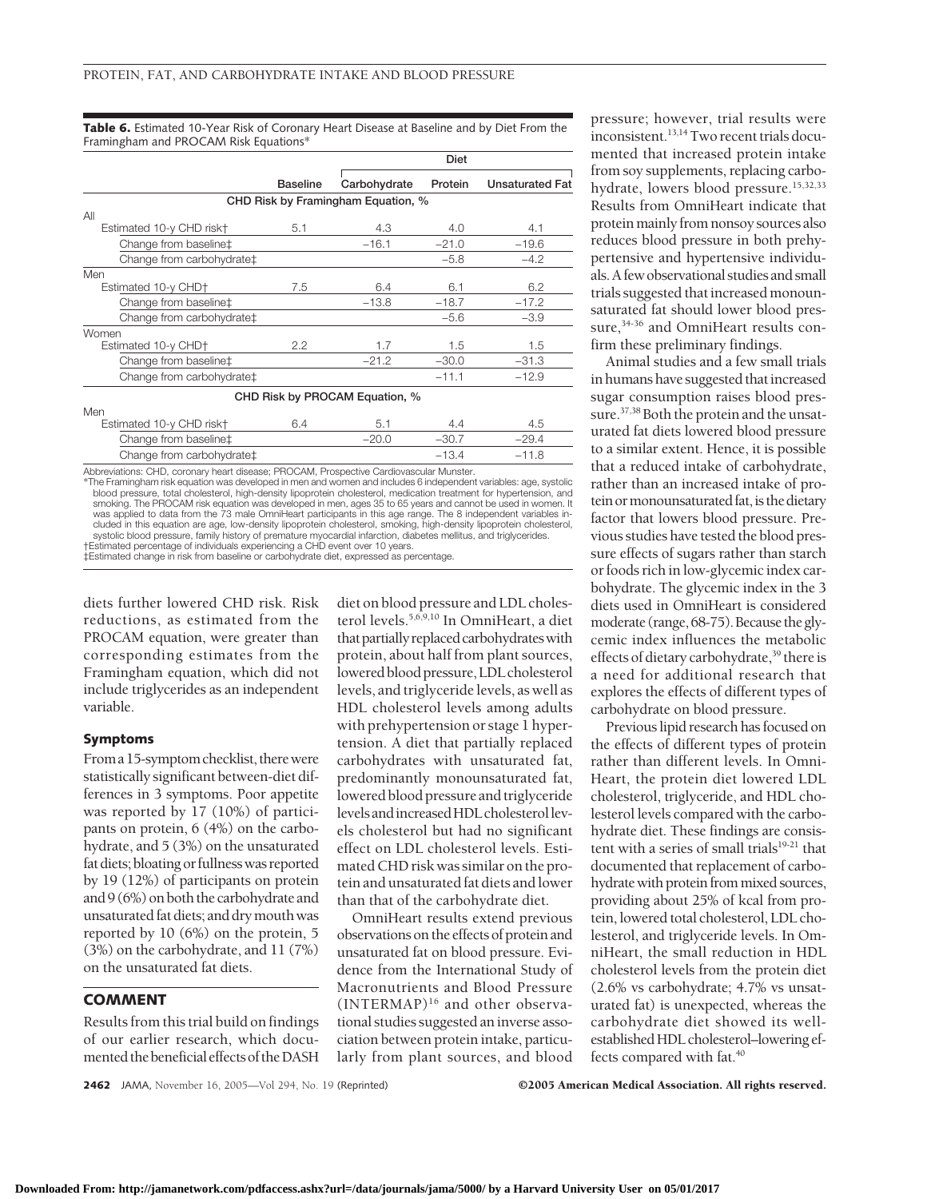**Table 6.** Estimated 10-Year Risk of Coronary Heart Disease at Baseline and by Diet From the Framingham and PROCAM Risk Equations*

| | Baseline | Diet | | |
|---|---|---|---|---|
| | | Carbohydrate | Protein | Unsaturated Fat |
| **CHD Risk by Framingham Equation, %** | | | | |
| All | | | | |
| Estimated 10-y CHD risk† | 5.1 | 4.3 | 4.0 | 4.1 |
| Change from baseline‡ | | −16.1 | −21.0 | −19.6 |
| Change from carbohydrate‡ | | | −5.8 | −4.2 |
| Men | | | | |
| Estimated 10-y CHD† | 7.5 | 6.4 | 6.1 | 6.2 |
| Change from baseline‡ | | −13.8 | −18.7 | −17.2 |
| Change from carbohydrate‡ | | | −5.6 | −3.9 |
| Women | | | | |
| Estimated 10-y CHD† | 2.2 | 1.7 | 1.5 | 1.5 |
| Change from baseline‡ | | −21.2 | −30.0 | −31.3 |
| Change from carbohydrate‡ | | | −11.1 | −12.9 |
| **CHD Risk by PROCAM Equation, %** | | | | |
| Men | | | | |
| Estimated 10-y CHD risk† | 6.4 | 5.1 | 4.4 | 4.5 |
| Change from baseline‡ | | −20.0 | −30.7 | −29.4 |
| Change from carbohydrate‡ | | | −13.4 | −11.8 |

Abbreviations: CHD, coronary heart disease; PROCAM, Prospective Cardiovascular Munster.
*The Framingham risk equation was developed in men and women and includes 6 independent variables: age, systolic blood pressure, total cholesterol, high-density lipoprotein cholesterol, medication treatment for hypertension, and smoking. The PROCAM risk equation was developed in men, ages 35 to 65 years and cannot be used in women. It was applied to data from the 73 male OmniHeart participants in this age range. The 8 independent variables included in this equation are age, low-density lipoprotein cholesterol, smoking, high-density lipoprotein cholesterol, systolic blood pressure, family history of premature myocardial infarction, diabetes mellitus, and triglycerides.
†Estimated percentage of individuals experiencing a CHD event over 10 years.
‡Estimated change in risk from baseline or carbohydrate diet, expressed as percentage.

diets further lowered CHD risk. Risk reductions, as estimated from the PROCAM equation, were greater than corresponding estimates from the Framingham equation, which did not include triglycerides as an independent variable.

### Symptoms

From a 15-symptom checklist, there were statistically significant between-diet differences in 3 symptoms. Poor appetite was reported by 17 (10%) of participants on protein, 6 (4%) on the carbohydrate, and 5 (3%) on the unsaturated fat diets; bloating or fullness was reported by 19 (12%) of participants on protein and 9 (6%) on both the carbohydrate and unsaturated fat diets; and dry mouth was reported by 10 (6%) on the protein, 5 (3%) on the carbohydrate, and 11 (7%) on the unsaturated fat diets.

## COMMENT

Results from this trial build on findings of our earlier research, which documented the beneficial effects of the DASH diet on blood pressure and LDL cholesterol levels.[5,6,9,10] In OmniHeart, a diet that partially replaced carbohydrates with protein, about half from plant sources, lowered blood pressure, LDL cholesterol levels, and triglyceride levels, as well as HDL cholesterol levels among adults with prehypertension or stage 1 hypertension. A diet that partially replaced carbohydrates with unsaturated fat, predominantly monounsaturated fat, lowered blood pressure and triglyceride levels and increased HDL cholesterol levels cholesterol but had no significant effect on LDL cholesterol levels. Estimated CHD risk was similar on the protein and unsaturated fat diets and lower than that of the carbohydrate diet.

OmniHeart results extend previous observations on the effects of protein and unsaturated fat on blood pressure. Evidence from the International Study of Macronutrients and Blood Pressure (INTERMAP)[16] and other observational studies suggested an inverse association between protein intake, particularly from plant sources, and blood pressure; however, trial results were inconsistent.[13,14] Two recent trials documented that increased protein intake from soy supplements, replacing carbohydrate, lowers blood pressure.[15,32,33] Results from OmniHeart indicate that protein mainly from nonsoy sources also reduces blood pressure in both prehypertensive and hypertensive individuals. A few observational studies and small trials suggested that increased monounsaturated fat should lower blood pressure,[34-36] and OmniHeart results confirm these preliminary findings.

Animal studies and a few small trials in humans have suggested that increased sugar consumption raises blood pressure.[37,38] Both the protein and the unsaturated fat diets lowered blood pressure to a similar extent. Hence, it is possible that a reduced intake of carbohydrate, rather than an increased intake of protein or monounsaturated fat, is the dietary factor that lowers blood pressure. Previous studies have tested the blood pressure effects of sugars rather than starch or foods rich in low-glycemic index carbohydrate. The glycemic index in the 3 diets used in OmniHeart is considered moderate (range, 68-75). Because the glycemic index influences the metabolic effects of dietary carbohydrate,[39] there is a need for additional research that explores the effects of different types of carbohydrate on blood pressure.

Previous lipid research has focused on the effects of different types of protein rather than different levels. In OmniHeart, the protein diet lowered LDL cholesterol, triglyceride, and HDL cholesterol levels compared with the carbohydrate diet. These findings are consistent with a series of small trials[19-21] that documented that replacement of carbohydrate with protein from mixed sources, providing about 25% of kcal from protein, lowered total cholesterol, LDL cholesterol, and triglyceride levels. In OmniHeart, the small reduction in HDL cholesterol levels from the protein diet (2.6% vs carbohydrate; 4.7% vs unsaturated fat) is unexpected, whereas the carbohydrate diet showed its well-established HDL cholesterol–lowering effects compared with fat.[40]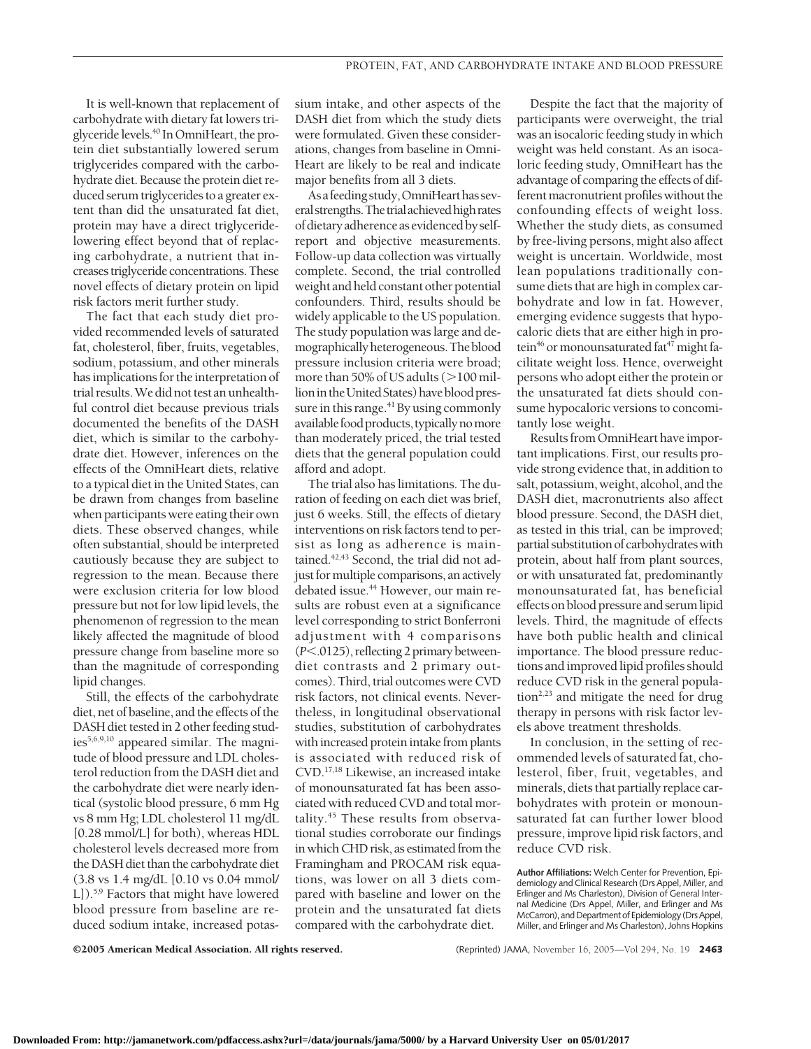It is well-known that replacement of carbohydrate with dietary fat lowers triglyceride levels.[40] In OmniHeart, the protein diet substantially lowered serum triglycerides compared with the carbohydrate diet. Because the protein diet reduced serum triglycerides to a greater extent than did the unsaturated fat diet, protein may have a direct triglyceride-lowering effect beyond that of replacing carbohydrate, a nutrient that increases triglyceride concentrations. These novel effects of dietary protein on lipid risk factors merit further study.

The fact that each study diet provided recommended levels of saturated fat, cholesterol, fiber, fruits, vegetables, sodium, potassium, and other minerals has implications for the interpretation of trial results. We did not test an unhealthful control diet because previous trials documented the benefits of the DASH diet, which is similar to the carbohydrate diet. However, inferences on the effects of the OmniHeart diets, relative to a typical diet in the United States, can be drawn from changes from baseline when participants were eating their own diets. These observed changes, while often substantial, should be interpreted cautiously because they are subject to regression to the mean. Because there were exclusion criteria for low blood pressure but not for low lipid levels, the phenomenon of regression to the mean likely affected the magnitude of blood pressure change from baseline more so than the magnitude of corresponding lipid changes.

Still, the effects of the carbohydrate diet, net of baseline, and the effects of the DASH diet tested in 2 other feeding studies[5,6,9,10] appeared similar. The magnitude of blood pressure and LDL cholesterol reduction from the DASH diet and the carbohydrate diet were nearly identical (systolic blood pressure, 6 mm Hg vs 8 mm Hg; LDL cholesterol 11 mg/dL [0.28 mmol/L] for both), whereas HDL cholesterol levels decreased more from the DASH diet than the carbohydrate diet (3.8 vs 1.4 mg/dL [0.10 vs 0.04 mmol/L]).[5,9] Factors that might have lowered blood pressure from baseline are reduced sodium intake, increased potassium intake, and other aspects of the DASH diet from which the study diets were formulated. Given these considerations, changes from baseline in OmniHeart are likely to be real and indicate major benefits from all 3 diets.

As a feeding study, OmniHeart has several strengths. The trial achieved high rates of dietary adherence as evidenced by self-report and objective measurements. Follow-up data collection was virtually complete. Second, the trial controlled weight and held constant other potential confounders. Third, results should be widely applicable to the US population. The study population was large and demographically heterogeneous. The blood pressure inclusion criteria were broad; more than 50% of US adults (>100 million in the United States) have blood pressure in this range.[41] By using commonly available food products, typically no more than moderately priced, the trial tested diets that the general population could afford and adopt.

The trial also has limitations. The duration of feeding on each diet was brief, just 6 weeks. Still, the effects of dietary interventions on risk factors tend to persist as long as adherence is maintained.[42,43] Second, the trial did not adjust for multiple comparisons, an actively debated issue.[44] However, our main results are robust even at a significance level corresponding to strict Bonferroni adjustment with 4 comparisons ($P<.0125$), reflecting 2 primary between-diet contrasts and 2 primary outcomes). Third, trial outcomes were CVD risk factors, not clinical events. Nevertheless, in longitudinal observational studies, substitution of carbohydrates with increased protein intake from plants is associated with reduced risk of CVD.[17,18] Likewise, an increased intake of monounsaturated fat has been associated with reduced CVD and total mortality.[45] These results from observational studies corroborate our findings in which CHD risk, as estimated from the Framingham and PROCAM risk equations, was lower on all 3 diets compared with baseline and lower on the protein and the unsaturated fat diets compared with the carbohydrate diet.

Despite the fact that the majority of participants were overweight, the trial was an isocaloric feeding study in which weight was held constant. As an isocaloric feeding study, OmniHeart has the advantage of comparing the effects of different macronutrient profiles without the confounding effects of weight loss. Whether the study diets, as consumed by free-living persons, might also affect weight is uncertain. Worldwide, most lean populations traditionally consume diets that are high in complex carbohydrate and low in fat. However, emerging evidence suggests that hypocaloric diets that are either high in protein[46] or monounsaturated fat[47] might facilitate weight loss. Hence, overweight persons who adopt either the protein or the unsaturated fat diets should consume hypocaloric versions to concomitantly lose weight.

Results from OmniHeart have important implications. First, our results provide strong evidence that, in addition to salt, potassium, weight, alcohol, and the DASH diet, macronutrients also affect blood pressure. Second, the DASH diet, as tested in this trial, can be improved; partial substitution of carbohydrates with protein, about half from plant sources, or with unsaturated fat, predominantly monounsaturated fat, has beneficial effects on blood pressure and serum lipid levels. Third, the magnitude of effects have both public health and clinical importance. The blood pressure reductions and improved lipid profiles should reduce CVD risk in the general population[2,23] and mitigate the need for drug therapy in persons with risk factor levels above treatment thresholds.

In conclusion, in the setting of recommended levels of saturated fat, cholesterol, fiber, fruit, vegetables, and minerals, diets that partially replace carbohydrates with protein or monounsaturated fat can further lower blood pressure, improve lipid risk factors, and reduce CVD risk.

**Author Affiliations:** Welch Center for Prevention, Epidemiology and Clinical Research (Drs Appel, Miller, and Erlinger and Ms Charleston), Division of General Internal Medicine (Drs Appel, Miller, and Erlinger and Ms McCarron), and Department of Epidemiology (Drs Appel, Miller, and Erlinger and Ms Charleston), Johns Hopkins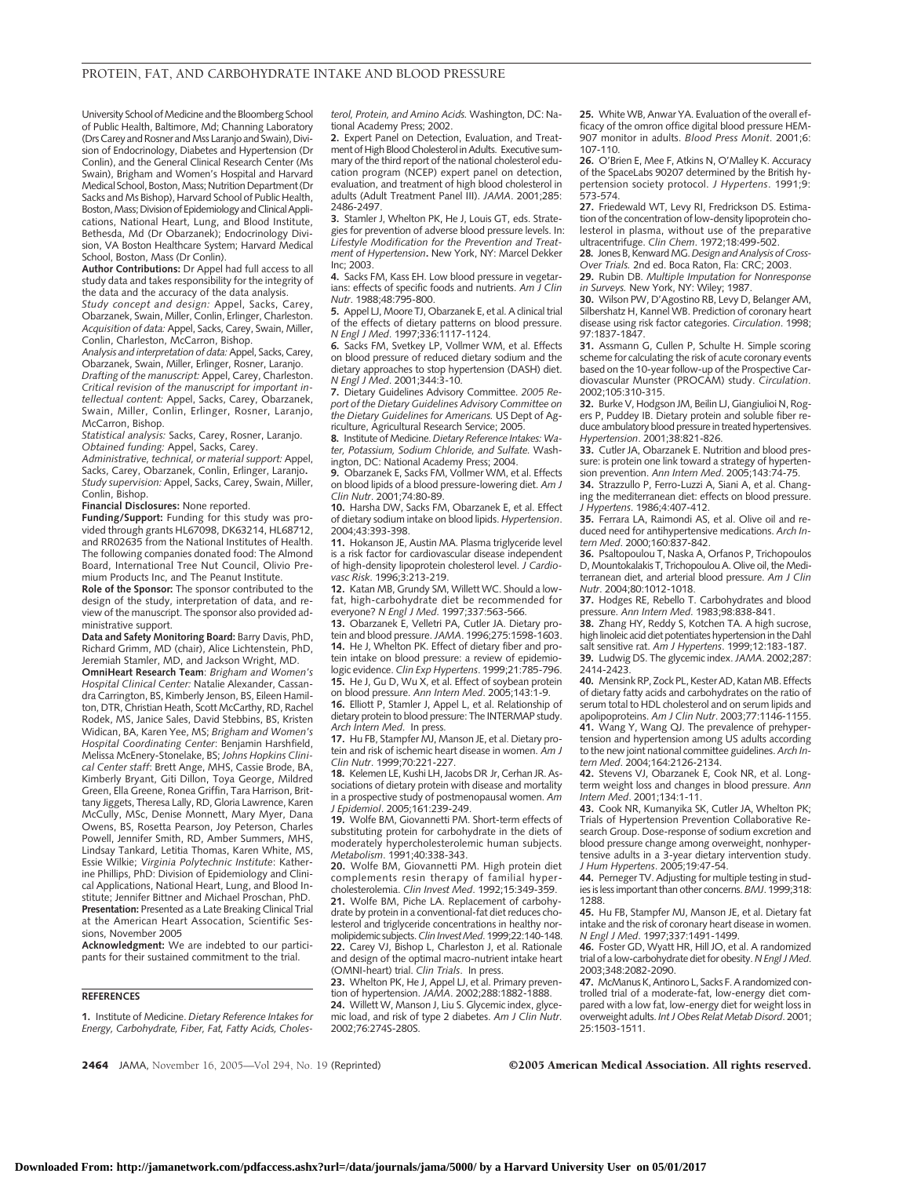University School of Medicine and the Bloomberg School of Public Health, Baltimore, Md; Channing Laboratory (Drs Carey and Rosner and Mss Laranjo and Swain), Division of Endocrinology, Diabetes and Hypertension (Dr Conlin), and the General Clinical Research Center (Ms Swain), Brigham and Women's Hospital and Harvard Medical School, Boston, Mass; Nutrition Department (Dr Sacks and Ms Bishop), Harvard School of Public Health, Boston, Mass; Division of Epidemiology and Clinical Applications, National Heart, Lung, and Blood Institute, Bethesda, Md (Dr Obarzanek); Endocrinology Division, VA Boston Healthcare System; Harvard Medical School, Boston, Mass (Dr Conlin).

**Author Contributions:** Dr Appel had full access to all study data and takes responsibility for the integrity of the data and the accuracy of the data analysis.

*Study concept and design:* Appel, Sacks, Carey, Obarzanek, Swain, Miller, Conlin, Erlinger, Charleston.

*Acquisition of data:* Appel, Sacks, Carey, Swain, Miller, Conlin, Charleston, McCarron, Bishop.

*Analysis and interpretation of data:* Appel, Sacks, Carey, Obarzanek, Swain, Miller, Erlinger, Rosner, Laranjo.

*Drafting of the manuscript:* Appel, Carey, Charleston.

*Critical revision of the manuscript for important intellectual content:* Appel, Sacks, Carey, Obarzanek, Swain, Miller, Conlin, Erlinger, Rosner, Laranjo, McCarron, Bishop.

*Statistical analysis:* Sacks, Carey, Rosner, Laranjo.

*Obtained funding:* Appel, Sacks, Carey.

*Administrative, technical, or material support:* Appel, Sacks, Carey, Obarzanek, Conlin, Erlinger, Laranjo.

*Study supervision:* Appel, Sacks, Carey, Swain, Miller, Conlin, Bishop.

**Financial Disclosures:** None reported.

**Funding/Support:** Funding for this study was provided through grants HL67098, DK63214, HL68712, and RR02635 from the National Institutes of Health. The following companies donated food: The Almond Board, International Tree Nut Council, Olivio Premium Products Inc, and The Peanut Institute.

**Role of the Sponsor:** The sponsor contributed to the design of the study, interpretation of data, and review of the manuscript. The sponsor also provided administrative support.

**Data and Safety Monitoring Board:** Barry Davis, PhD, Richard Grimm, MD (chair), Alice Lichtenstein, PhD, Jeremiah Stamler, MD, and Jackson Wright, MD.

**OmniHeart Research Team**: *Brigham and Women's Hospital Clinical Center:* Natalie Alexander, Cassandra Carrington, BS, Kimberly Jenson, BS, Eileen Hamilton, DTR, Christian Heath, Scott McCarthy, RD, Rachel Rodek, MS, Janice Sales, David Stebbins, BS, Kristen Widican, BA, Karen Yee, MS; *Brigham and Women's Hospital Coordinating Center*: Benjamin Harshfield, Melissa McEnery-Stonelake, BS; *Johns Hopkins Clinical Center staff*: Brett Ange, MHS, Cassie Brode, BA, Kimberly Bryant, Giti Dillon, Toya George, Mildred Green, Ella Greene, Ronea Griffin, Tara Harrison, Brittany Jiggets, Theresa Lally, RD, Gloria Lawrence, Karen McCully, MSc, Denise Monnett, Mary Myer, Dana Owens, BS, Rosetta Pearson, Joy Peterson, Charles Powell, Jennifer Smith, RD, Amber Summers, MHS, Lindsay Tankard, Letitia Thomas, Karen White, MS, Essie Wilkie; *Virginia Polytechnic Institute*: Katherine Phillips, PhD: Division of Epidemiology and Clinical Applications, National Heart, Lung, and Blood Institute; Jennifer Bittner and Michael Proschan, PhD.

**Presentation:** Presented as a Late Breaking Clinical Trial at the American Heart Assocation, Scientific Sessions, November 2005

**Acknowledgment:** We are indebted to our participants for their sustained commitment to the trial.

## REFERENCES

1. Institute of Medicine. *Dietary Reference Intakes for Energy, Carbohydrate, Fiber, Fat, Fatty Acids, Cholesterol, Protein, and Amino Acids.* Washington, DC: National Academy Press; 2002.
2. Expert Panel on Detection, Evaluation, and Treatment of High Blood Cholesterol in Adults. Executive summary of the third report of the national cholesterol education program (NCEP) expert panel on detection, evaluation, and treatment of high blood cholesterol in adults (Adult Treatment Panel III). *JAMA*. 2001;285:2486-2497.
3. Stamler J, Whelton PK, He J, Louis GT, eds. Strategies for prevention of adverse blood pressure levels. In: *Lifestyle Modification for the Prevention and Treatment of Hypertension***.** New York, NY: Marcel Dekker Inc; 2003.
4. Sacks FM, Kass EH. Low blood pressure in vegetarians: effects of specific foods and nutrients. *Am J Clin Nutr*. 1988;48:795-800.
5. Appel LJ, Moore TJ, Obarzanek E, et al. A clinical trial of the effects of dietary patterns on blood pressure. *N Engl J Med*. 1997;336:1117-1124.
6. Sacks FM, Svetkey LP, Vollmer WM, et al. Effects on blood pressure of reduced dietary sodium and the dietary approaches to stop hypertension (DASH) diet. *N Engl J Med*. 2001;344:3-10.
7. Dietary Guidelines Advisory Committee. *2005 Report of the Dietary Guidelines Advisory Committee on the Dietary Guidelines for Americans.* US Dept of Agriculture, Agricultural Research Service; 2005.
8. Institute of Medicine. *Dietary Reference Intakes: Water, Potassium, Sodium Chloride, and Sulfate.* Washington, DC: National Academy Press; 2004.
9. Obarzanek E, Sacks FM, Vollmer WM, et al. Effects on blood lipids of a blood pressure-lowering diet. *Am J Clin Nutr*. 2001;74:80-89.
10. Harsha DW, Sacks FM, Obarzanek E, et al. Effect of dietary sodium intake on blood lipids. *Hypertension*. 2004;43:393-398.
11. Hokanson JE, Austin MA. Plasma triglyceride level is a risk factor for cardiovascular disease independent of high-density lipoprotein cholesterol level. *J Cardiovasc Risk*. 1996;3:213-219.
12. Katan MB, Grundy SM, Willett WC. Should a low-fat, high-carbohydrate diet be recommended for everyone? *N Engl J Med*. 1997;337:563-566.
13. Obarzanek E, Velletri PA, Cutler JA. Dietary protein and blood pressure. *JAMA*. 1996;275:1598-1603.
14. He J, Whelton PK. Effect of dietary fiber and protein intake on blood pressure: a review of epidemiologic evidence. *Clin Exp Hypertens*. 1999;21:785-796.
15. He J, Gu D, Wu X, et al. Effect of soybean protein on blood pressure. *Ann Intern Med*. 2005;143:1-9.
16. Elliott P, Stamler J, Appel L, et al. Relationship of dietary protein to blood pressure: The INTERMAP study. *Arch Intern Med*. In press.
17. Hu FB, Stampfer MJ, Manson JE, et al. Dietary protein and risk of ischemic heart disease in women. *Am J Clin Nutr*. 1999;70:221-227.
18. Kelemen LE, Kushi LH, Jacobs DR Jr, Cerhan JR. Associations of dietary protein with disease and mortality in a prospective study of postmenopausal women. *Am J Epidemiol*. 2005;161:239-249.
19. Wolfe BM, Giovannetti PM. Short-term effects of substituting protein for carbohydrate in the diets of moderately hypercholesterolemic human subjects. *Metabolism*. 1991;40:338-343.
20. Wolfe BM, Giovannetti PM. High protein diet complements resin therapy of familial hypercholesterolemia. *Clin Invest Med*. 1992;15:349-359.
21. Wolfe BM, Piche LA. Replacement of carbohydrate by protein in a conventional-fat diet reduces cholesterol and triglyceride concentrations in healthy normolipidemic subjects. *Clin Invest Med*. 1999;22:140-148.
22. Carey VJ, Bishop L, Charleston J, et al. Rationale and design of the optimal macro-nutrient intake heart (OMNI-heart) trial. *Clin Trials*. In press.
23. Whelton PK, He J, Appel LJ, et al. Primary prevention of hypertension. *JAMA*. 2002;288:1882-1888.
24. Willett W, Manson J, Liu S. Glycemic index, glycemic load, and risk of type 2 diabetes. *Am J Clin Nutr*. 2002;76:274S-280S.
25. White WB, Anwar YA. Evaluation of the overall efficacy of the omron office digital blood pressure HEM-907 monitor in adults. *Blood Press Monit*. 2001;6:107-110.
26. O'Brien E, Mee F, Atkins N, O'Malley K. Accuracy of the SpaceLabs 90207 determined by the British hypertension society protocol. *J Hypertens*. 1991;9:573-574.
27. Friedewald WT, Levy RI, Fredrickson DS. Estimation of the concentration of low-density lipoprotein cholesterol in plasma, without use of the preparative ultracentrifuge. *Clin Chem*. 1972;18:499-502.
28. Jones B, Kenward MG. *Design and Analysis of Cross-Over Trials.* 2nd ed. Boca Raton, Fla: CRC; 2003.
29. Rubin DB. *Multiple Imputation for Nonresponse in Surveys.* New York, NY: Wiley; 1987.
30. Wilson PW, D'Agostino RB, Levy D, Belanger AM, Silbershatz H, Kannel WB. Prediction of coronary heart disease using risk factor categories. *Circulation*. 1998;97:1837-1847.
31. Assmann G, Cullen P, Schulte H. Simple scoring scheme for calculating the risk of acute coronary events based on the 10-year follow-up of the Prospective Cardiovascular Munster (PROCAM) study. *Circulation*. 2002;105:310-315.
32. Burke V, Hodgson JM, Beilin LJ, Giangiulioi N, Rogers P, Puddey IB. Dietary protein and soluble fiber reduce ambulatory blood pressure in treated hypertensives. *Hypertension*. 2001;38:821-826.
33. Cutler JA, Obarzanek E. Nutrition and blood pressure: is protein one link toward a strategy of hypertension prevention. *Ann Intern Med*. 2005;143:74-75.
34. Strazzullo P, Ferro-Luzzi A, Siani A, et al. Changing the mediterranean diet: effects on blood pressure. *J Hypertens*. 1986;4:407-412.
35. Ferrara LA, Raimondi AS, et al. Olive oil and reduced need for antihypertensive medications. *Arch Intern Med*. 2000;160:837-842.
36. Psaltopoulou T, Naska A, Orfanos P, Trichopoulos D, Mountokalakis T, Trichopoulou A. Olive oil, the Mediterranean diet, and arterial blood pressure. *Am J Clin Nutr*. 2004;80:1012-1018.
37. Hodges RE, Rebello T. Carbohydrates and blood pressure. *Ann Intern Med*. 1983;98:838-841.
38. Zhang HY, Reddy S, Kotchen TA. A high sucrose, high linoleic acid diet potentiates hypertension in the Dahl salt sensitive rat. *Am J Hypertens*. 1999;12:183-187.
39. Ludwig DS. The glycemic index. *JAMA*. 2002;287:2414-2423.
40. Mensink RP, Zock PL, Kester AD, Katan MB. Effects of dietary fatty acids and carbohydrates on the ratio of serum total to HDL cholesterol and on serum lipids and apolipoproteins. *Am J Clin Nutr*. 2003;77:1146-1155.
41. Wang Y, Wang QJ. The prevalence of prehypertension and hypertension among US adults according to the new joint national committee guidelines. *Arch Intern Med*. 2004;164:2126-2134.
42. Stevens VJ, Obarzanek E, Cook NR, et al. Long-term weight loss and changes in blood pressure. *Ann Intern Med*. 2001;134:1-11.
43. Cook NR, Kumanyika SK, Cutler JA, Whelton PK; Trials of Hypertension Prevention Collaborative Research Group. Dose-response of sodium excretion and blood pressure change among overweight, nonhypertensive adults in a 3-year dietary intervention study. *J Hum Hypertens*. 2005;19:47-54.
44. Perneger TV. Adjusting for multiple testing in studies is less important than other concerns. *BMJ*. 1999;318:1288.
45. Hu FB, Stampfer MJ, Manson JE, et al. Dietary fat intake and the risk of coronary heart disease in women. *N Engl J Med*. 1997;337:1491-1499.
46. Foster GD, Wyatt HR, Hill JO, et al. A randomized trial of a low-carbohydrate diet for obesity. *N Engl J Med*. 2003;348:2082-2090.
47. McManus K, Antinoro L, Sacks F. A randomized controlled trial of a moderate-fat, low-energy diet compared with a low fat, low-energy diet for weight loss in overweight adults. *Int J Obes Relat Metab Disord*. 2001;25:1503-1511.